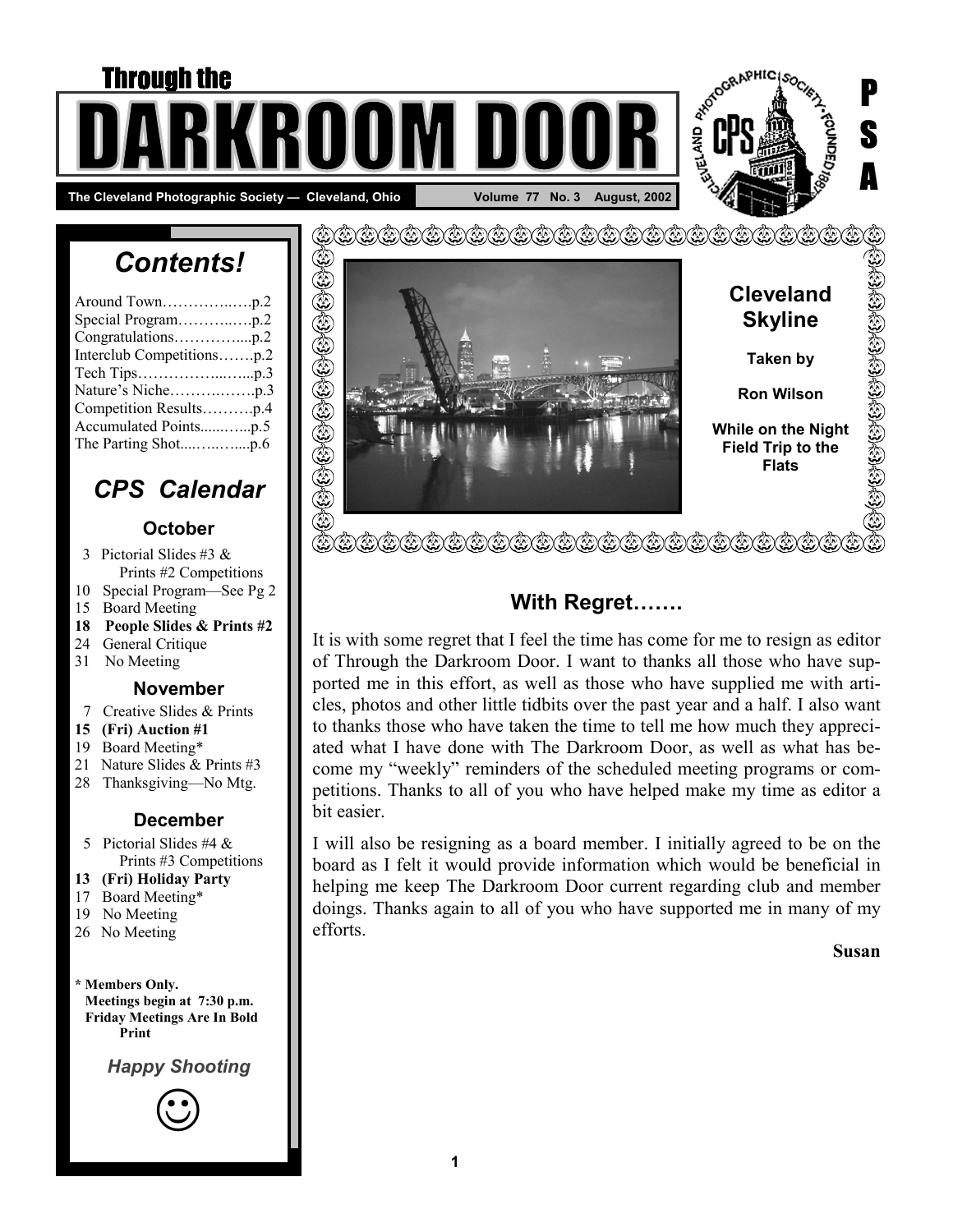Through the

# DARKROOM DOOR

The Cleveland Photographic Society — Cleveland, Ohio | Volume 77 No. 3 August, 2002

PSA

## Contents!

- Around Town……………..….p.2
- Special Program………..….p.2
- Congratulations…………....p.2
- Interclub Competitions…….p.2
- Tech Tips……………...…...p.3
- Nature's Niche……….…….p.3
- Competition Results……….p.4
- Accumulated Points......…...p.5
- The Parting Shot....…..…....p.6

## CPS Calendar

### October

- 3 Pictorial Slides #3 & Prints #2 Competitions
- 10 Special Program—See Pg 2
- 15 Board Meeting
- **18 People Slides & Prints #2**
- 24 General Critique
- 31 No Meeting

### November

- 7 Creative Slides & Prints
- **15 (Fri) Auction #1**
- 19 Board Meeting*
- 21 Nature Slides & Prints #3
- 28 Thanksgiving—No Mtg.

### December

- 5 Pictorial Slides #4 & Prints #3 Competitions
- **13 (Fri) Holiday Party**
- 17 Board Meeting*
- 19 No Meeting
- 26 No Meeting

**\* Members Only.**
**Meetings begin at 7:30 p.m.**
**Friday Meetings Are In Bold Print**

*Happy Shooting*

☺

**Cleveland Skyline**

**Taken by**

**Ron Wilson**

**While on the Night Field Trip to the Flats**

## With Regret…….

It is with some regret that I feel the time has come for me to resign as editor of Through the Darkroom Door. I want to thanks all those who have supported me in this effort, as well as those who have supplied me with articles, photos and other little tidbits over the past year and a half. I also want to thanks those who have taken the time to tell me how much they appreciated what I have done with The Darkroom Door, as well as what has become my "weekly" reminders of the scheduled meeting programs or competitions. Thanks to all of you who have helped make my time as editor a bit easier.

I will also be resigning as a board member. I initially agreed to be on the board as I felt it would provide information which would be beneficial in helping me keep The Darkroom Door current regarding club and member doings. Thanks again to all of you who have supported me in many of my efforts.

**Susan**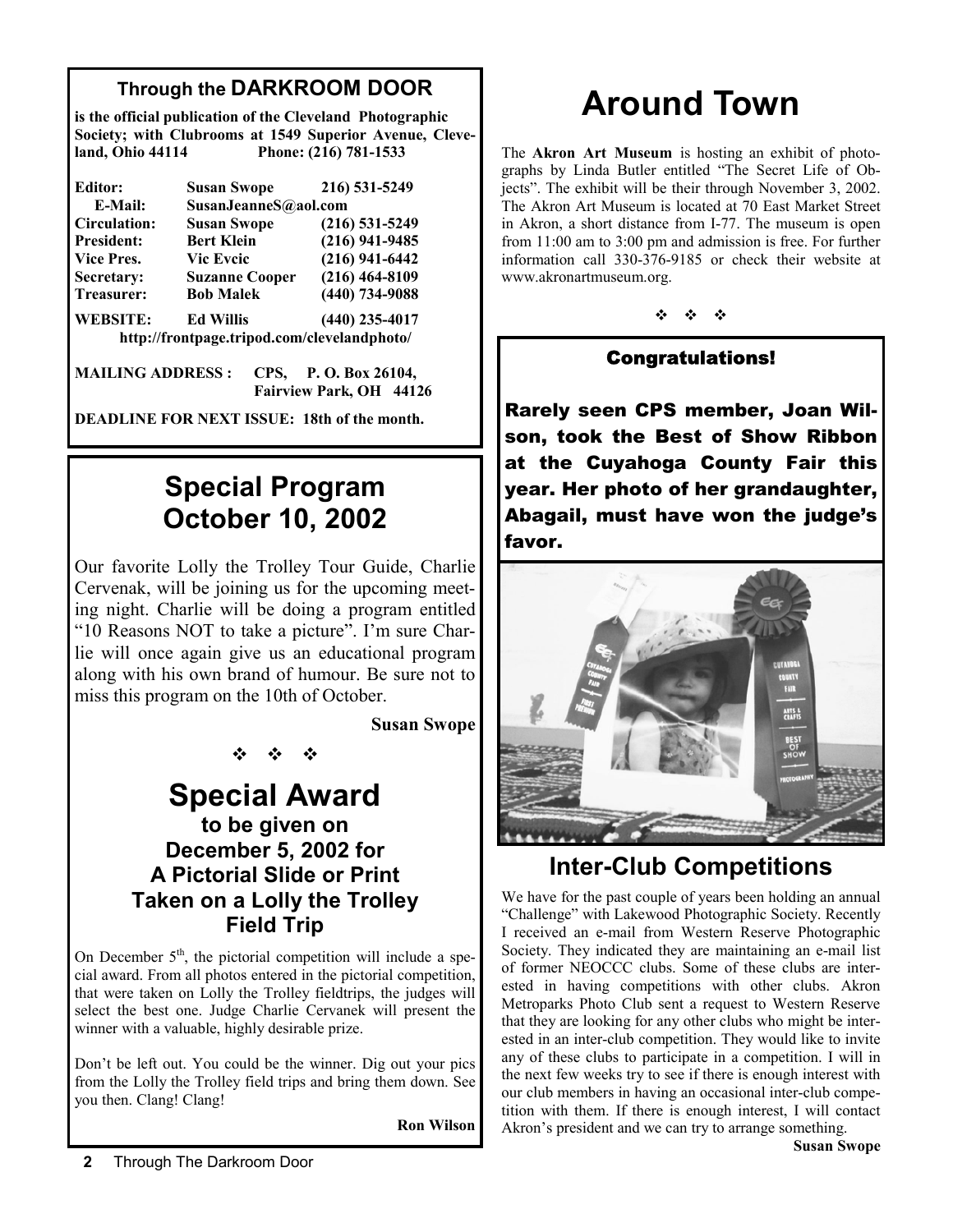## Through the DARKROOM DOOR

**is the official publication of the Cleveland Photographic Society; with Clubrooms at 1549 Superior Avenue, Cleveland, Ohio 44114 Phone: (216) 781-1533**

| | | |
|---|---|---|
| **Editor:** | **Susan Swope** | **216) 531-5249** |
| **E-Mail:** | **SusanJeanneS@aol.com** | |
| **Circulation:** | **Susan Swope** | **(216) 531-5249** |
| **President:** | **Bert Klein** | **(216) 941-9485** |
| **Vice Pres.** | **Vic Evcic** | **(216) 941-6442** |
| **Secretary:** | **Suzanne Cooper** | **(216) 464-8109** |
| **Treasurer:** | **Bob Malek** | **(440) 734-9088** |
| **WEBSITE:** | **Ed Willis** | **(440) 235-4017** |

**http://frontpage.tripod.com/clevelandphoto/**

**MAILING ADDRESS : CPS, P. O. Box 26104, Fairview Park, OH 44126**

**DEADLINE FOR NEXT ISSUE: 18th of the month.**

## Special Program October 10, 2002

Our favorite Lolly the Trolley Tour Guide, Charlie Cervenak, will be joining us for the upcoming meeting night. Charlie will be doing a program entitled "10 Reasons NOT to take a picture". I'm sure Charlie will once again give us an educational program along with his own brand of humour. Be sure not to miss this program on the 10th of October.

**Susan Swope**

❖ ❖ ❖

## Special Award

### to be given on December 5, 2002 for A Pictorial Slide or Print Taken on a Lolly the Trolley Field Trip

On December 5th, the pictorial competition will include a special award. From all photos entered in the pictorial competition, that were taken on Lolly the Trolley fieldtrips, the judges will select the best one. Judge Charlie Cervanek will present the winner with a valuable, highly desirable prize.

Don't be left out. You could be the winner. Dig out your pics from the Lolly the Trolley field trips and bring them down. See you then. Clang! Clang!

**Ron Wilson**

# Around Town

The **Akron Art Museum** is hosting an exhibit of photographs by Linda Butler entitled "The Secret Life of Objects". The exhibit will be their through November 3, 2002. The Akron Art Museum is located at 70 East Market Street in Akron, a short distance from I-77. The museum is open from 11:00 am to 3:00 pm and admission is free. For further information call 330-376-9185 or check their website at www.akronartmuseum.org.

❖ ❖ ❖

### Congratulations!

**Rarely seen CPS member, Joan Wilson, took the Best of Show Ribbon at the Cuyahoga County Fair this year. Her photo of her granddaughter, Abagail, must have won the judge's favor.**

## Inter-Club Competitions

We have for the past couple of years been holding an annual "Challenge" with Lakewood Photographic Society. Recently I received an e-mail from Western Reserve Photographic Society. They indicated they are maintaining an e-mail list of former NEOCCC clubs. Some of these clubs are interested in having competitions with other clubs. Akron Metroparks Photo Club sent a request to Western Reserve that they are looking for any other clubs who might be interested in an inter-club competition. They would like to invite any of these clubs to participate in a competition. I will in the next few weeks try to see if there is enough interest with our club members in having an occasional inter-club competition with them. If there is enough interest, I will contact Akron's president and we can try to arrange something.

**Susan Swope**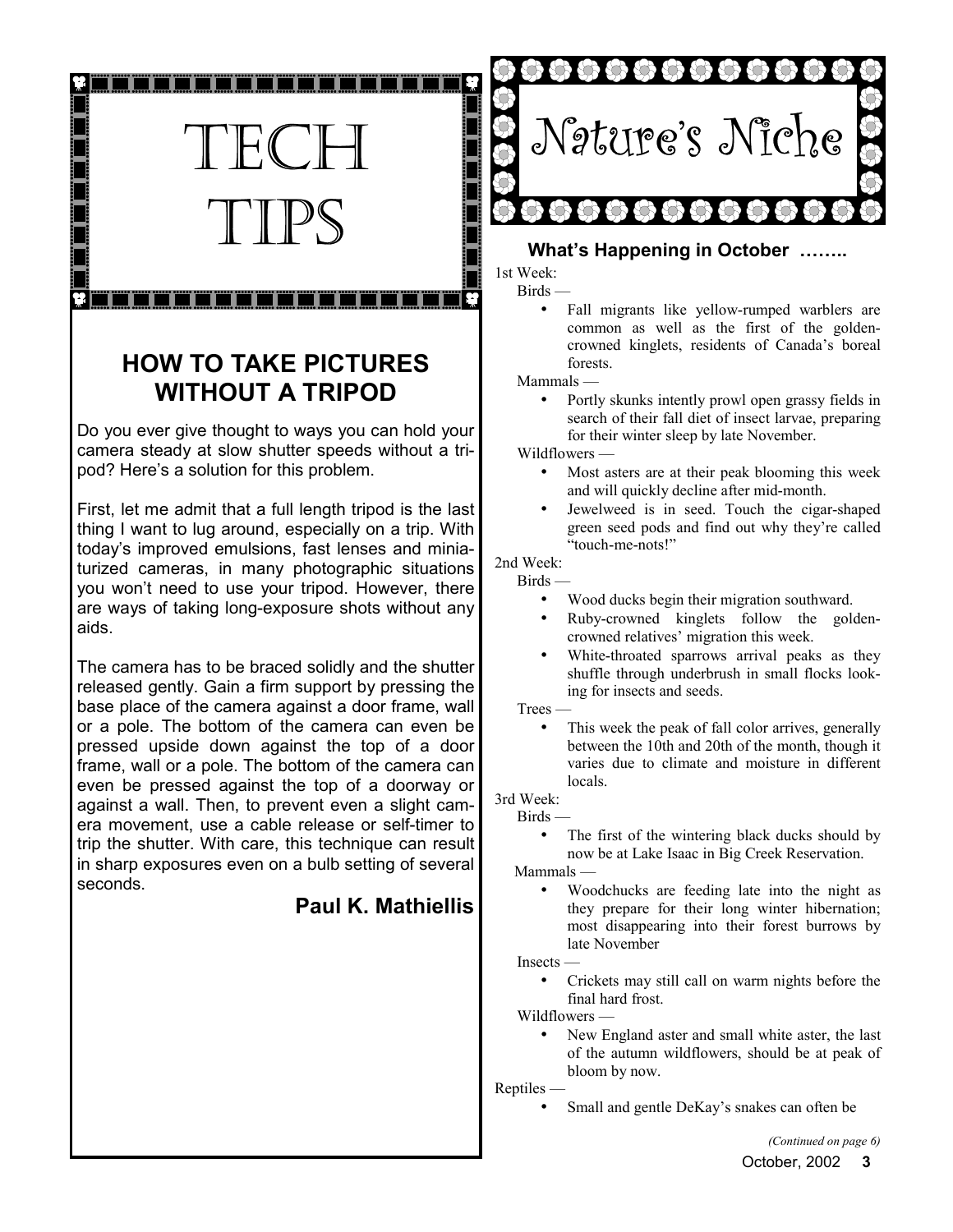# TECH TIPS

## HOW TO TAKE PICTURES WITHOUT A TRIPOD

Do you ever give thought to ways you can hold your camera steady at slow shutter speeds without a tripod? Here's a solution for this problem.

First, let me admit that a full length tripod is the last thing I want to lug around, especially on a trip. With today's improved emulsions, fast lenses and miniaturized cameras, in many photographic situations you won't need to use your tripod. However, there are ways of taking long-exposure shots without any aids.

The camera has to be braced solidly and the shutter released gently. Gain a firm support by pressing the base place of the camera against a door frame, wall or a pole. The bottom of the camera can even be pressed upside down against the top of a door frame, wall or a pole. The bottom of the camera can even be pressed against the top of a doorway or against a wall. Then, to prevent even a slight camera movement, use a cable release or self-timer to trip the shutter. With care, this technique can result in sharp exposures even on a bulb setting of several seconds.

**Paul K. Mathiellis**

# Nature's Niche

### What's Happening in October ……..

1st Week:

Birds —

- Fall migrants like yellow-rumped warblers are common as well as the first of the golden-crowned kinglets, residents of Canada's boreal forests.

Mammals —

- Portly skunks intently prowl open grassy fields in search of their fall diet of insect larvae, preparing for their winter sleep by late November.

Wildflowers —

- Most asters are at their peak blooming this week and will quickly decline after mid-month.
- Jewelweed is in seed. Touch the cigar-shaped green seed pods and find out why they're called "touch-me-nots!"

2nd Week:

Birds —

- Wood ducks begin their migration southward.
- Ruby-crowned kinglets follow the golden-crowned relatives' migration this week.
- White-throated sparrows arrival peaks as they shuffle through underbrush in small flocks looking for insects and seeds.

Trees —

- This week the peak of fall color arrives, generally between the 10th and 20th of the month, though it varies due to climate and moisture in different locals.

3rd Week:

Birds —

- The first of the wintering black ducks should by now be at Lake Isaac in Big Creek Reservation.

Mammals —

- Woodchucks are feeding late into the night as they prepare for their long winter hibernation; most disappearing into their forest burrows by late November

Insects —

- Crickets may still call on warm nights before the final hard frost.

Wildflowers —

- New England aster and small white aster, the last of the autumn wildflowers, should be at peak of bloom by now.

Reptiles —

- Small and gentle DeKay's snakes can often be

*(Continued on page 6)*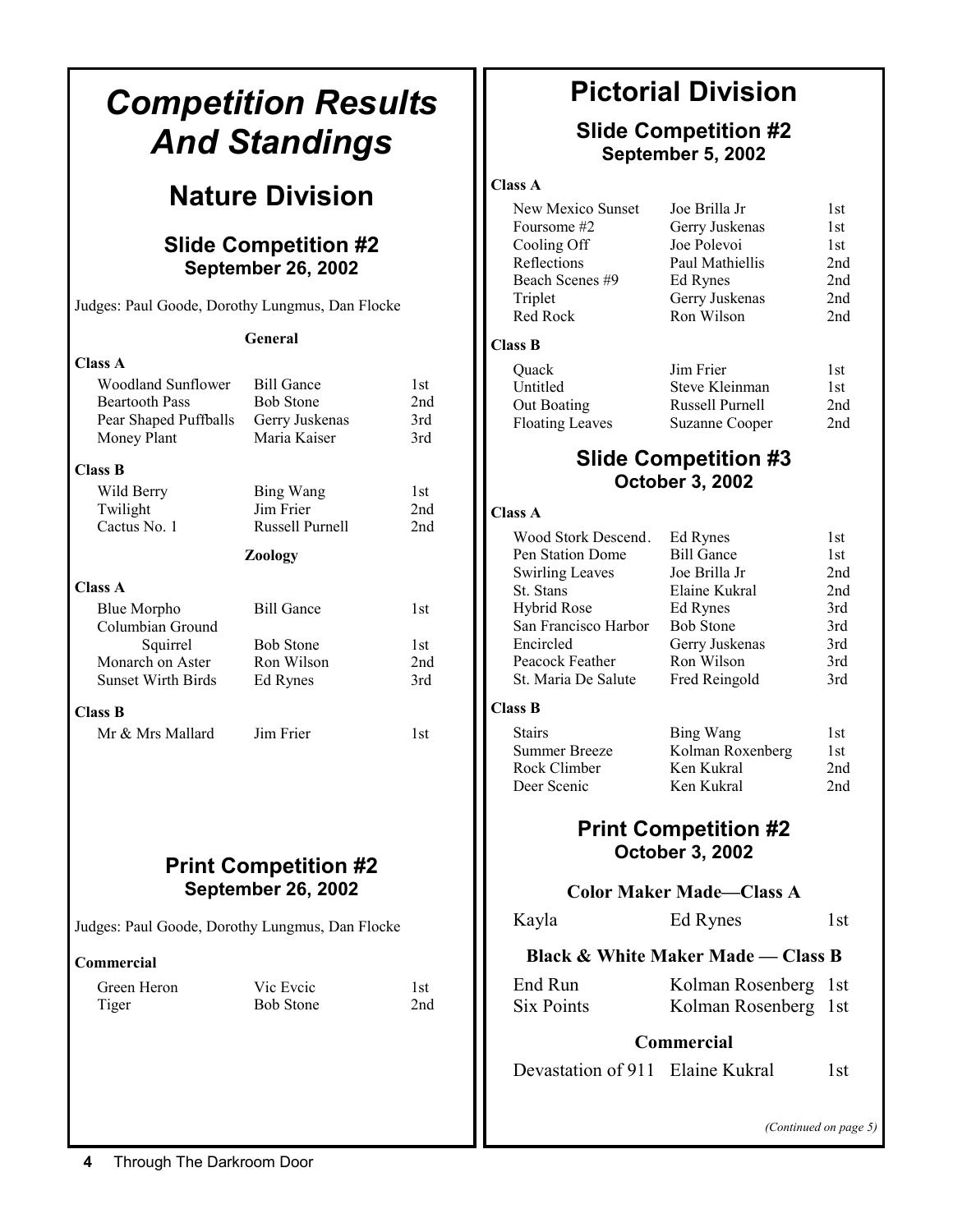# *Competition Results And Standings*

## Nature Division

### Slide Competition #2
**September 26, 2002**

Judges: Paul Goode, Dorothy Lungmus, Dan Flocke

**General**

**Class A**

| Title | Maker | Place |
|---|---|---|
| Woodland Sunflower | Bill Gance | 1st |
| Beartooth Pass | Bob Stone | 2nd |
| Pear Shaped Puffballs | Gerry Juskenas | 3rd |
| Money Plant | Maria Kaiser | 3rd |

**Class B**

| Title | Maker | Place |
|---|---|---|
| Wild Berry | Bing Wang | 1st |
| Twilight | Jim Frier | 2nd |
| Cactus No. 1 | Russell Purnell | 2nd |

**Zoology**

**Class A**

| Title | Maker | Place |
|---|---|---|
| Blue Morpho | Bill Gance | 1st |
| Columbian Ground Squirrel | Bob Stone | 1st |
| Monarch on Aster | Ron Wilson | 2nd |
| Sunset Wirth Birds | Ed Rynes | 3rd |

**Class B**

| Title | Maker | Place |
|---|---|---|
| Mr & Mrs Mallard | Jim Frier | 1st |

### Print Competition #2
**September 26, 2002**

Judges: Paul Goode, Dorothy Lungmus, Dan Flocke

**Commercial**

| Title | Maker | Place |
|---|---|---|
| Green Heron | Vic Evcic | 1st |
| Tiger | Bob Stone | 2nd |

## Pictorial Division

### Slide Competition #2
**September 5, 2002**

**Class A**

| Title | Maker | Place |
|---|---|---|
| New Mexico Sunset | Joe Brilla Jr | 1st |
| Foursome #2 | Gerry Juskenas | 1st |
| Cooling Off | Joe Polevoi | 1st |
| Reflections | Paul Mathiellis | 2nd |
| Beach Scenes #9 | Ed Rynes | 2nd |
| Triplet | Gerry Juskenas | 2nd |
| Red Rock | Ron Wilson | 2nd |

**Class B**

| Title | Maker | Place |
|---|---|---|
| Quack | Jim Frier | 1st |
| Untitled | Steve Kleinman | 1st |
| Out Boating | Russell Purnell | 2nd |
| Floating Leaves | Suzanne Cooper | 2nd |

### Slide Competition #3
**October 3, 2002**

**Class A**

| Title | Maker | Place |
|---|---|---|
| Wood Stork Descend. | Ed Rynes | 1st |
| Pen Station Dome | Bill Gance | 1st |
| Swirling Leaves | Joe Brilla Jr | 2nd |
| St. Stans | Elaine Kukral | 2nd |
| Hybrid Rose | Ed Rynes | 3rd |
| San Francisco Harbor | Bob Stone | 3rd |
| Encircled | Gerry Juskenas | 3rd |
| Peacock Feather | Ron Wilson | 3rd |
| St. Maria De Salute | Fred Reingold | 3rd |

**Class B**

| Title | Maker | Place |
|---|---|---|
| Stairs | Bing Wang | 1st |
| Summer Breeze | Kolman Roxenberg | 1st |
| Rock Climber | Ken Kukral | 2nd |
| Deer Scenic | Ken Kukral | 2nd |

### Print Competition #2
**October 3, 2002**

**Color Maker Made—Class A**

| Title | Maker | Place |
|---|---|---|
| Kayla | Ed Rynes | 1st |

**Black & White Maker Made — Class B**

| Title | Maker | Place |
|---|---|---|
| End Run | Kolman Rosenberg | 1st |
| Six Points | Kolman Rosenberg | 1st |

**Commercial**

| Title | Maker | Place |
|---|---|---|
| Devastation of 911 | Elaine Kukral | 1st |

*(Continued on page 5)*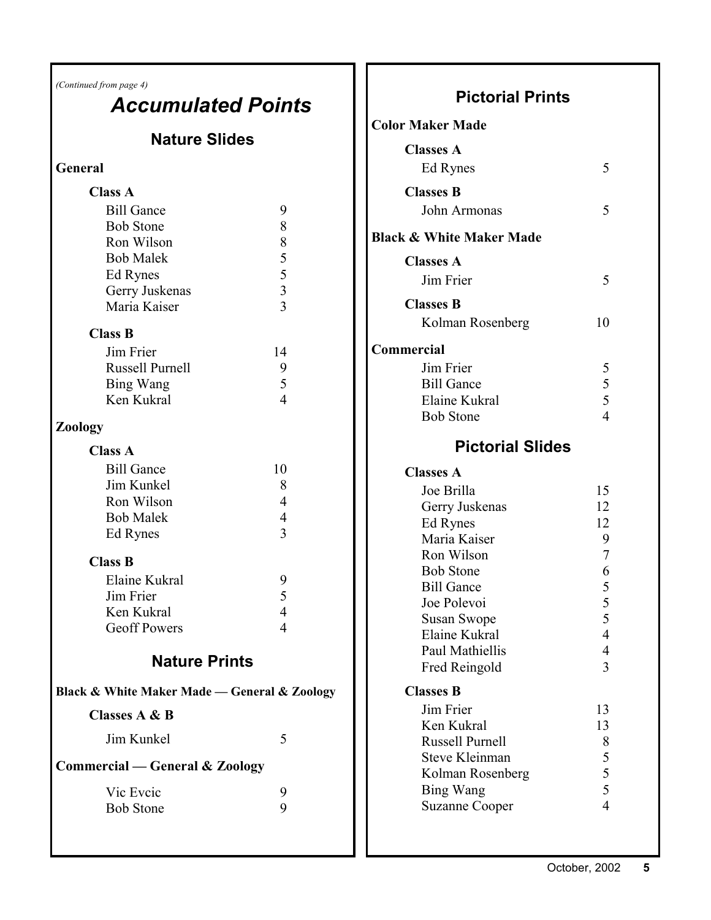*(Continued from page 4)*

# *Accumulated Points*

## Nature Slides

### General

**Class A**

| Name | Points |
|---|---|
| Bill Gance | 9 |
| Bob Stone | 8 |
| Ron Wilson | 8 |
| Bob Malek | 5 |
| Ed Rynes | 5 |
| Gerry Juskenas | 3 |
| Maria Kaiser | 3 |

**Class B**

| Name | Points |
|---|---|
| Jim Frier | 14 |
| Russell Purnell | 9 |
| Bing Wang | 5 |
| Ken Kukral | 4 |

### Zoology

**Class A**

| Name | Points |
|---|---|
| Bill Gance | 10 |
| Jim Kunkel | 8 |
| Ron Wilson | 4 |
| Bob Malek | 4 |
| Ed Rynes | 3 |

**Class B**

| Name | Points |
|---|---|
| Elaine Kukral | 9 |
| Jim Frier | 5 |
| Ken Kukral | 4 |
| Geoff Powers | 4 |

## Nature Prints

### Black & White Maker Made — General & Zoology

**Classes A & B**

| Name | Points |
|---|---|
| Jim Kunkel | 5 |

### Commercial — General & Zoology

| Name | Points |
|---|---|
| Vic Evcic | 9 |
| Bob Stone | 9 |

## Pictorial Prints

### Color Maker Made

**Classes A**

| Name | Points |
|---|---|
| Ed Rynes | 5 |

**Classes B**

| Name | Points |
|---|---|
| John Armonas | 5 |

### Black & White Maker Made

**Classes A**

| Name | Points |
|---|---|
| Jim Frier | 5 |

**Classes B**

| Name | Points |
|---|---|
| Kolman Rosenberg | 10 |

### Commercial

| Name | Points |
|---|---|
| Jim Frier | 5 |
| Bill Gance | 5 |
| Elaine Kukral | 5 |
| Bob Stone | 4 |

## Pictorial Slides

**Classes A**

| Name | Points |
|---|---|
| Joe Brilla | 15 |
| Gerry Juskenas | 12 |
| Ed Rynes | 12 |
| Maria Kaiser | 9 |
| Ron Wilson | 7 |
| Bob Stone | 6 |
| Bill Gance | 5 |
| Joe Polevoi | 5 |
| Susan Swope | 5 |
| Elaine Kukral | 4 |
| Paul Mathiellis | 4 |
| Fred Reingold | 3 |

**Classes B**

| Name | Points |
|---|---|
| Jim Frier | 13 |
| Ken Kukral | 13 |
| Russell Purnell | 8 |
| Steve Kleinman | 5 |
| Kolman Rosenberg | 5 |
| Bing Wang | 5 |
| Suzanne Cooper | 4 |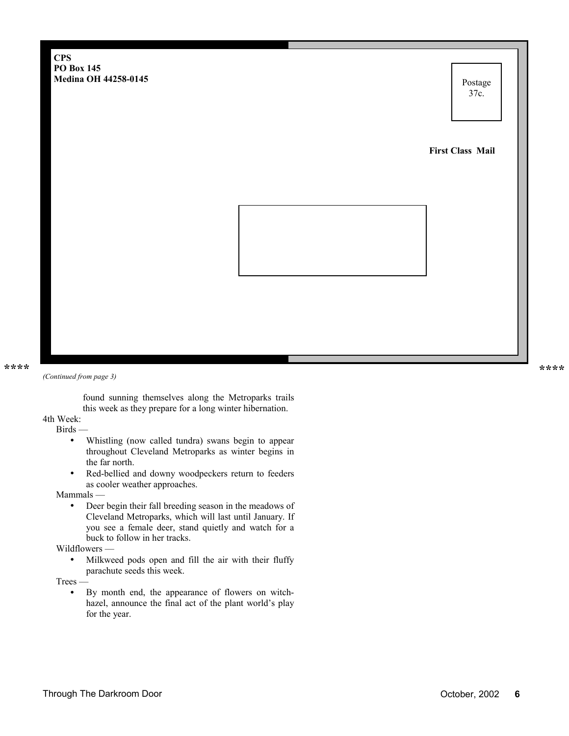**CPS**
**PO Box 145**
**Medina OH 44258-0145**

Postage
37c.

**First Class Mail**

****

*(Continued from page 3)*

found sunning themselves along the Metroparks trails this week as they prepare for a long winter hibernation.

4th Week:

Birds —

- Whistling (now called tundra) swans begin to appear throughout Cleveland Metroparks as winter begins in the far north.
- Red-bellied and downy woodpeckers return to feeders as cooler weather approaches.

Mammals —

- Deer begin their fall breeding season in the meadows of Cleveland Metroparks, which will last until January. If you see a female deer, stand quietly and watch for a buck to follow in her tracks.

Wildflowers —

- Milkweed pods open and fill the air with their fluffy parachute seeds this week.

Trees —

- By month end, the appearance of flowers on witch-hazel, announce the final act of the plant world's play for the year.